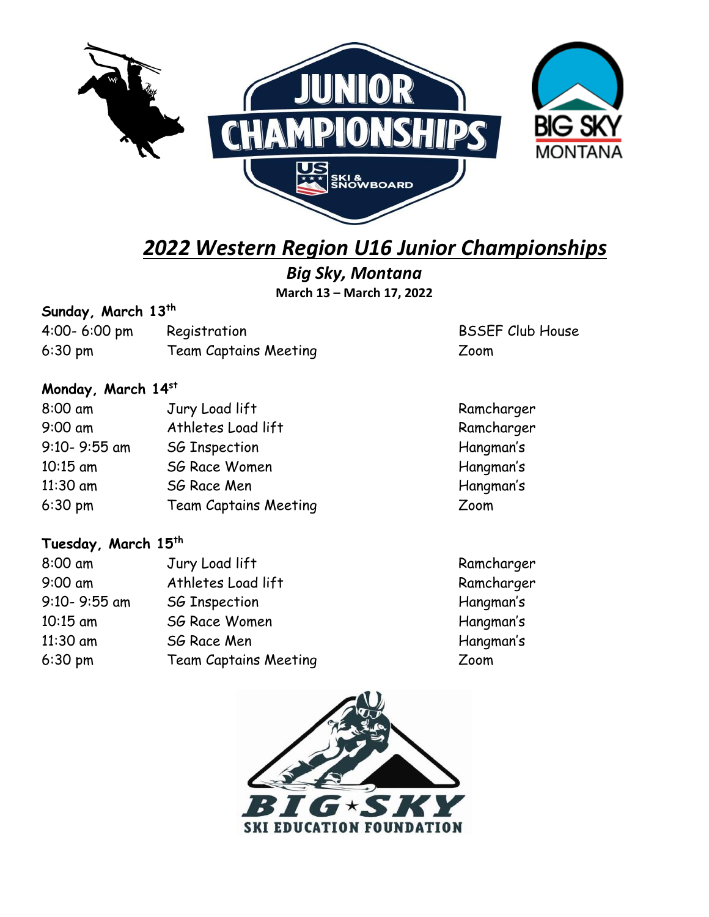# *2022 Western Region U16 Junior Championships*

## *Big Sky, Montana*

**March 13 – March 17, 2022**

**Sunday, March 13th**

| | | |
|---|---|---|
| 4:00- 6:00 pm | Registration | BSSEF Club House |
| 6:30 pm | Team Captains Meeting | Zoom |

**Monday, March 14st**

| | | |
|---|---|---|
| 8:00 am | Jury Load lift | Ramcharger |
| 9:00 am | Athletes Load lift | Ramcharger |
| 9:10- 9:55 am | SG Inspection | Hangman's |
| 10:15 am | SG Race Women | Hangman's |
| 11:30 am | SG Race Men | Hangman's |
| 6:30 pm | Team Captains Meeting | Zoom |

**Tuesday, March 15th**

| | | |
|---|---|---|
| 8:00 am | Jury Load lift | Ramcharger |
| 9:00 am | Athletes Load lift | Ramcharger |
| 9:10- 9:55 am | SG Inspection | Hangman's |
| 10:15 am | SG Race Women | Hangman's |
| 11:30 am | SG Race Men | Hangman's |
| 6:30 pm | Team Captains Meeting | Zoom |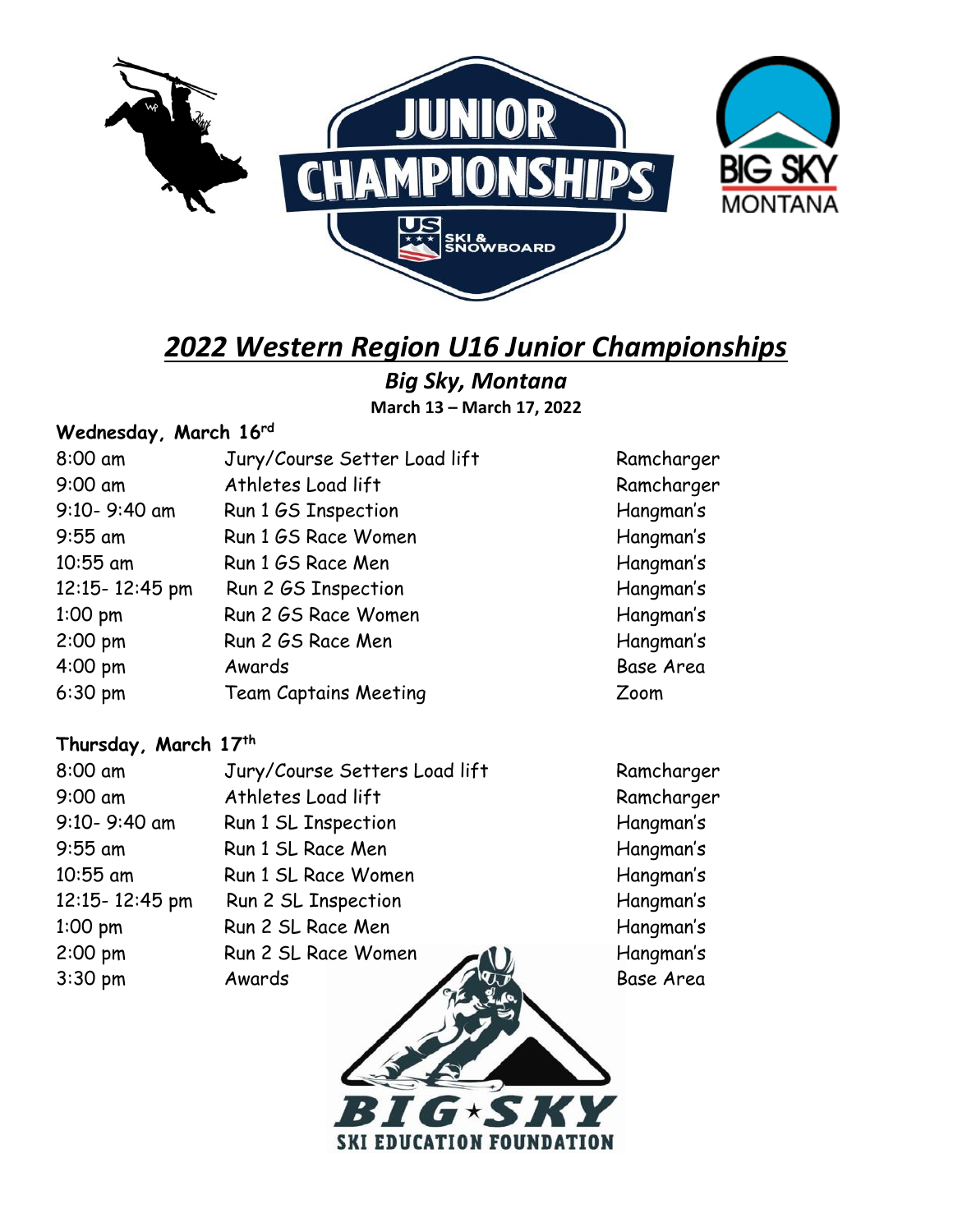# *2022 Western Region U16 Junior Championships*

## *Big Sky, Montana*

**March 13 – March 17, 2022**

**Wednesday, March 16rd**

| | | |
|---|---|---|
| 8:00 am | Jury/Course Setter Load lift | Ramcharger |
| 9:00 am | Athletes Load lift | Ramcharger |
| 9:10- 9:40 am | Run 1 GS Inspection | Hangman's |
| 9:55 am | Run 1 GS Race Women | Hangman's |
| 10:55 am | Run 1 GS Race Men | Hangman's |
| 12:15- 12:45 pm | Run 2 GS Inspection | Hangman's |
| 1:00 pm | Run 2 GS Race Women | Hangman's |
| 2:00 pm | Run 2 GS Race Men | Hangman's |
| 4:00 pm | Awards | Base Area |
| 6:30 pm | Team Captains Meeting | Zoom |

**Thursday, March 17th**

| | | |
|---|---|---|
| 8:00 am | Jury/Course Setters Load lift | Ramcharger |
| 9:00 am | Athletes Load lift | Ramcharger |
| 9:10- 9:40 am | Run 1 SL Inspection | Hangman's |
| 9:55 am | Run 1 SL Race Men | Hangman's |
| 10:55 am | Run 1 SL Race Women | Hangman's |
| 12:15- 12:45 pm | Run 2 SL Inspection | Hangman's |
| 1:00 pm | Run 2 SL Race Men | Hangman's |
| 2:00 pm | Run 2 SL Race Women | Hangman's |
| 3:30 pm | Awards | Base Area |